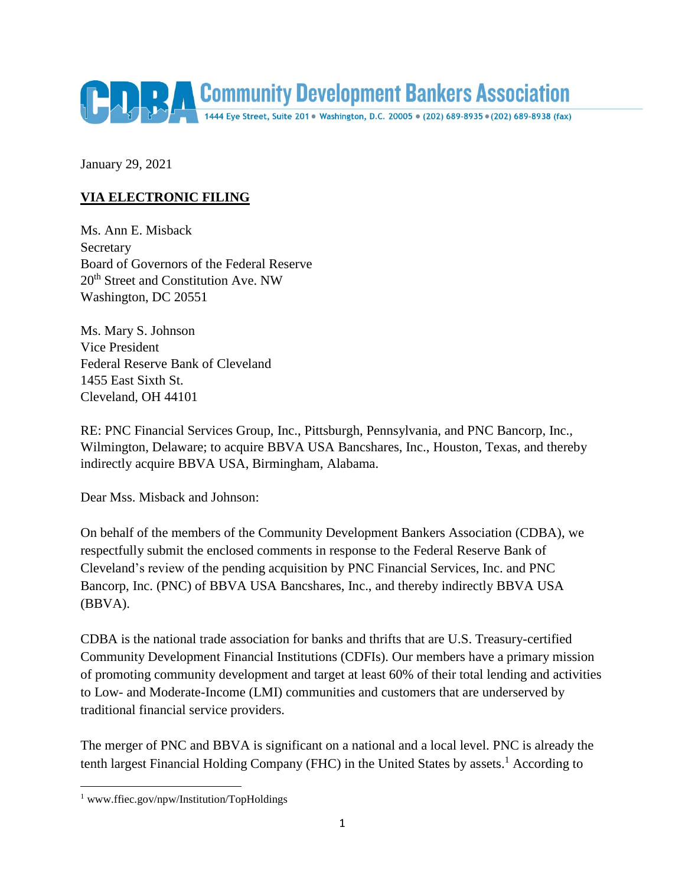# Community Development Bankers Association

1444 Eye Street, Suite 201 • Washington, D.C. 20005 • (202) 689-8935 • (202) 689-8938 (fax)

January 29, 2021

**VIA ELECTRONIC FILING**

Ms. Ann E. Misback
Secretary
Board of Governors of the Federal Reserve
20th Street and Constitution Ave. NW
Washington, DC 20551

Ms. Mary S. Johnson
Vice President
Federal Reserve Bank of Cleveland
1455 East Sixth St.
Cleveland, OH 44101

RE: PNC Financial Services Group, Inc., Pittsburgh, Pennsylvania, and PNC Bancorp, Inc., Wilmington, Delaware; to acquire BBVA USA Bancshares, Inc., Houston, Texas, and thereby indirectly acquire BBVA USA, Birmingham, Alabama.

Dear Mss. Misback and Johnson:

On behalf of the members of the Community Development Bankers Association (CDBA), we respectfully submit the enclosed comments in response to the Federal Reserve Bank of Cleveland's review of the pending acquisition by PNC Financial Services, Inc. and PNC Bancorp, Inc. (PNC) of BBVA USA Bancshares, Inc., and thereby indirectly BBVA USA (BBVA).

CDBA is the national trade association for banks and thrifts that are U.S. Treasury-certified Community Development Financial Institutions (CDFIs). Our members have a primary mission of promoting community development and target at least 60% of their total lending and activities to Low- and Moderate-Income (LMI) communities and customers that are underserved by traditional financial service providers.

The merger of PNC and BBVA is significant on a national and a local level. PNC is already the tenth largest Financial Holding Company (FHC) in the United States by assets.[1] According to

[1] www.ffiec.gov/npw/Institution/TopHoldings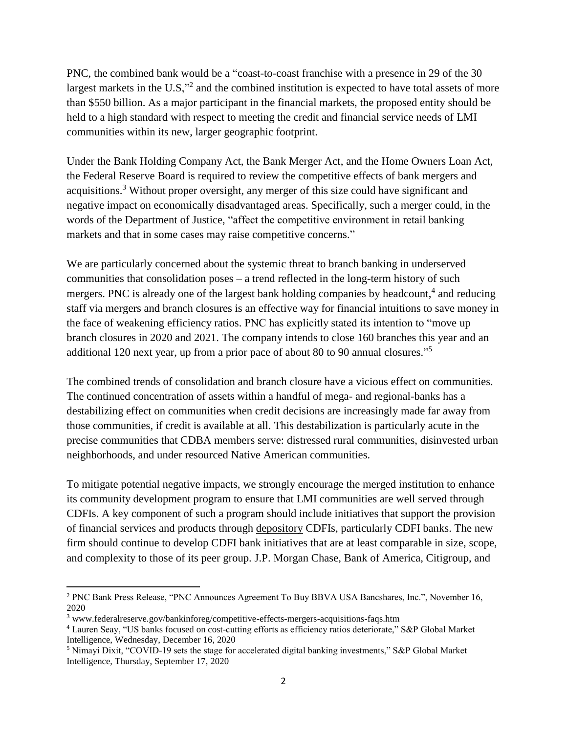PNC, the combined bank would be a "coast-to-coast franchise with a presence in 29 of the 30 largest markets in the U.S,"[2] and the combined institution is expected to have total assets of more than $550 billion. As a major participant in the financial markets, the proposed entity should be held to a high standard with respect to meeting the credit and financial service needs of LMI communities within its new, larger geographic footprint.

Under the Bank Holding Company Act, the Bank Merger Act, and the Home Owners Loan Act, the Federal Reserve Board is required to review the competitive effects of bank mergers and acquisitions.[3] Without proper oversight, any merger of this size could have significant and negative impact on economically disadvantaged areas. Specifically, such a merger could, in the words of the Department of Justice, "affect the competitive environment in retail banking markets and that in some cases may raise competitive concerns."

We are particularly concerned about the systemic threat to branch banking in underserved communities that consolidation poses – a trend reflected in the long-term history of such mergers. PNC is already one of the largest bank holding companies by headcount,[4] and reducing staff via mergers and branch closures is an effective way for financial intuitions to save money in the face of weakening efficiency ratios. PNC has explicitly stated its intention to "move up branch closures in 2020 and 2021. The company intends to close 160 branches this year and an additional 120 next year, up from a prior pace of about 80 to 90 annual closures."[5]

The combined trends of consolidation and branch closure have a vicious effect on communities. The continued concentration of assets within a handful of mega- and regional-banks has a destabilizing effect on communities when credit decisions are increasingly made far away from those communities, if credit is available at all. This destabilization is particularly acute in the precise communities that CDBA members serve: distressed rural communities, disinvested urban neighborhoods, and under resourced Native American communities.

To mitigate potential negative impacts, we strongly encourage the merged institution to enhance its community development program to ensure that LMI communities are well served through CDFIs. A key component of such a program should include initiatives that support the provision of financial services and products through <u>depository</u> CDFIs, particularly CDFI banks. The new firm should continue to develop CDFI bank initiatives that are at least comparable in size, scope, and complexity to those of its peer group. J.P. Morgan Chase, Bank of America, Citigroup, and

---

[2] PNC Bank Press Release, "PNC Announces Agreement To Buy BBVA USA Bancshares, Inc.", November 16, 2020

[3] www.federalreserve.gov/bankinforeg/competitive-effects-mergers-acquisitions-faqs.htm

[4] Lauren Seay, "US banks focused on cost-cutting efforts as efficiency ratios deteriorate," S&P Global Market Intelligence, Wednesday, December 16, 2020

[5] Nimayi Dixit, "COVID-19 sets the stage for accelerated digital banking investments," S&P Global Market Intelligence, Thursday, September 17, 2020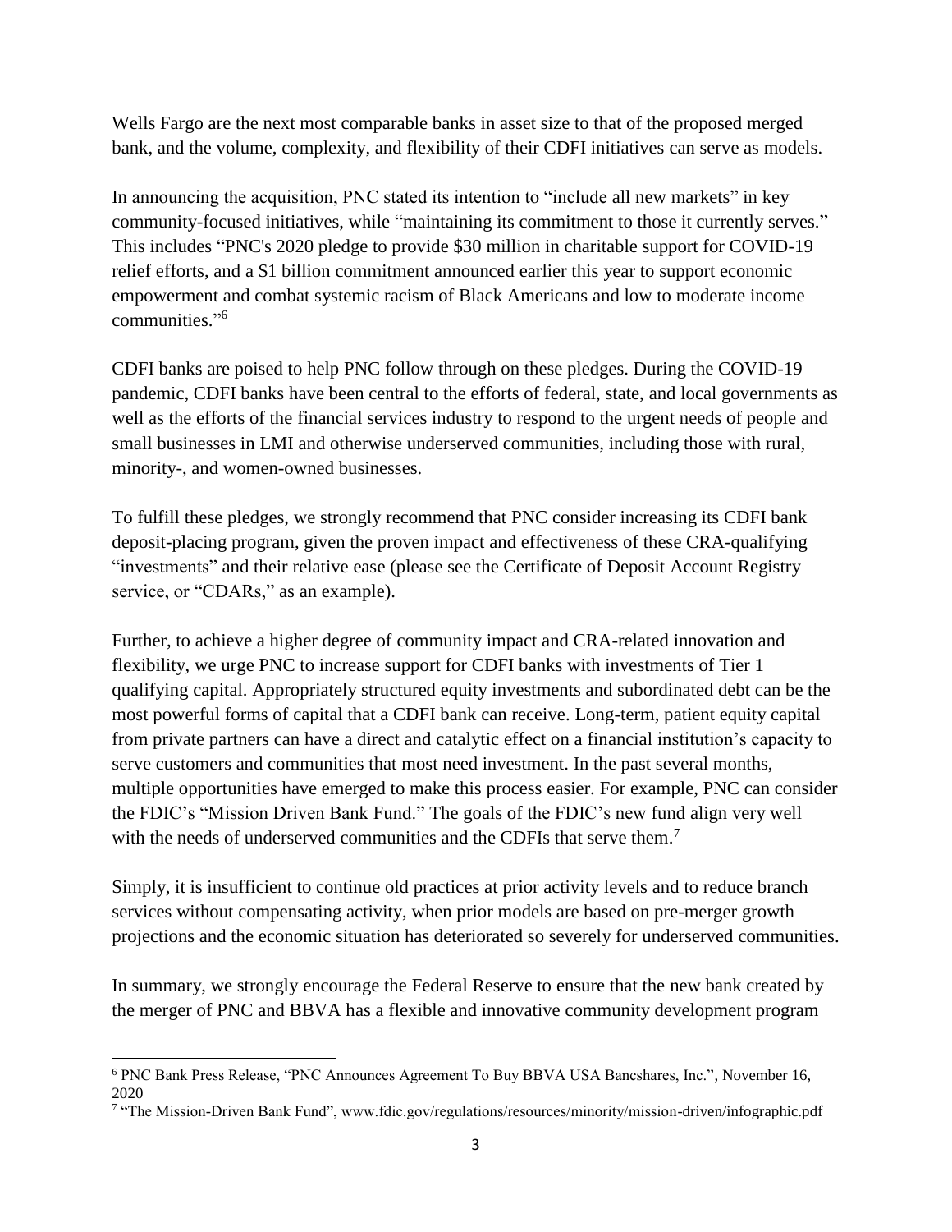Wells Fargo are the next most comparable banks in asset size to that of the proposed merged bank, and the volume, complexity, and flexibility of their CDFI initiatives can serve as models.

In announcing the acquisition, PNC stated its intention to "include all new markets" in key community-focused initiatives, while "maintaining its commitment to those it currently serves." This includes "PNC's 2020 pledge to provide $30 million in charitable support for COVID-19 relief efforts, and a $1 billion commitment announced earlier this year to support economic empowerment and combat systemic racism of Black Americans and low to moderate income communities."[6]

CDFI banks are poised to help PNC follow through on these pledges. During the COVID-19 pandemic, CDFI banks have been central to the efforts of federal, state, and local governments as well as the efforts of the financial services industry to respond to the urgent needs of people and small businesses in LMI and otherwise underserved communities, including those with rural, minority-, and women-owned businesses.

To fulfill these pledges, we strongly recommend that PNC consider increasing its CDFI bank deposit-placing program, given the proven impact and effectiveness of these CRA-qualifying "investments" and their relative ease (please see the Certificate of Deposit Account Registry service, or "CDARs," as an example).

Further, to achieve a higher degree of community impact and CRA-related innovation and flexibility, we urge PNC to increase support for CDFI banks with investments of Tier 1 qualifying capital. Appropriately structured equity investments and subordinated debt can be the most powerful forms of capital that a CDFI bank can receive. Long-term, patient equity capital from private partners can have a direct and catalytic effect on a financial institution's capacity to serve customers and communities that most need investment. In the past several months, multiple opportunities have emerged to make this process easier. For example, PNC can consider the FDIC's "Mission Driven Bank Fund." The goals of the FDIC's new fund align very well with the needs of underserved communities and the CDFIs that serve them.[7]

Simply, it is insufficient to continue old practices at prior activity levels and to reduce branch services without compensating activity, when prior models are based on pre-merger growth projections and the economic situation has deteriorated so severely for underserved communities.

In summary, we strongly encourage the Federal Reserve to ensure that the new bank created by the merger of PNC and BBVA has a flexible and innovative community development program

---

[6] PNC Bank Press Release, "PNC Announces Agreement To Buy BBVA USA Bancshares, Inc.", November 16, 2020

[7] "The Mission-Driven Bank Fund", www.fdic.gov/regulations/resources/minority/mission-driven/infographic.pdf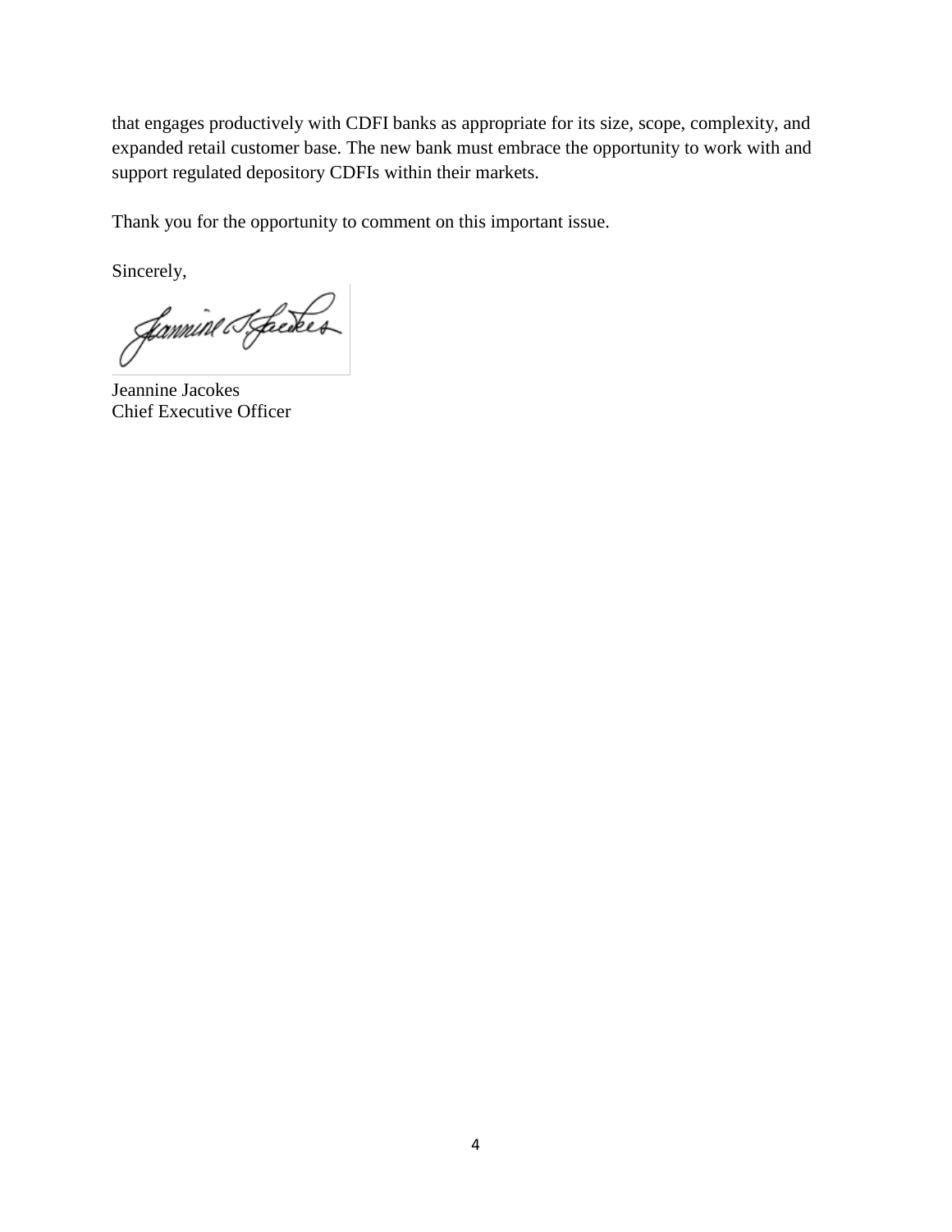that engages productively with CDFI banks as appropriate for its size, scope, complexity, and expanded retail customer base. The new bank must embrace the opportunity to work with and support regulated depository CDFIs within their markets.

Thank you for the opportunity to comment on this important issue.

Sincerely,

Jeannine Jacokes
Chief Executive Officer